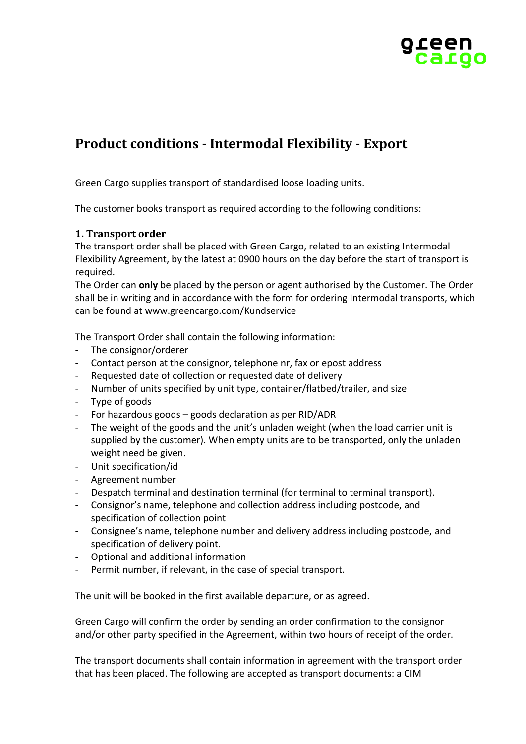# Product conditions - Intermodal Flexibility - Export

Green Cargo supplies transport of standardised loose loading units.

The customer books transport as required according to the following conditions:

## 1. Transport order

The transport order shall be placed with Green Cargo, related to an existing Intermodal Flexibility Agreement, by the latest at 0900 hours on the day before the start of transport is required.

The Order can **only** be placed by the person or agent authorised by the Customer. The Order shall be in writing and in accordance with the form for ordering Intermodal transports, which can be found at www.greencargo.com/Kundservice

The Transport Order shall contain the following information:

- The consignor/orderer
- Contact person at the consignor, telephone nr, fax or epost address
- Requested date of collection or requested date of delivery
- Number of units specified by unit type, container/flatbed/trailer, and size
- Type of goods
- For hazardous goods – goods declaration as per RID/ADR
- The weight of the goods and the unit's unladen weight (when the load carrier unit is supplied by the customer). When empty units are to be transported, only the unladen weight need be given.
- Unit specification/id
- Agreement number
- Despatch terminal and destination terminal (for terminal to terminal transport).
- Consignor's name, telephone and collection address including postcode, and specification of collection point
- Consignee's name, telephone number and delivery address including postcode, and specification of delivery point.
- Optional and additional information
- Permit number, if relevant, in the case of special transport.

The unit will be booked in the first available departure, or as agreed.

Green Cargo will confirm the order by sending an order confirmation to the consignor and/or other party specified in the Agreement, within two hours of receipt of the order.

The transport documents shall contain information in agreement with the transport order that has been placed. The following are accepted as transport documents: a CIM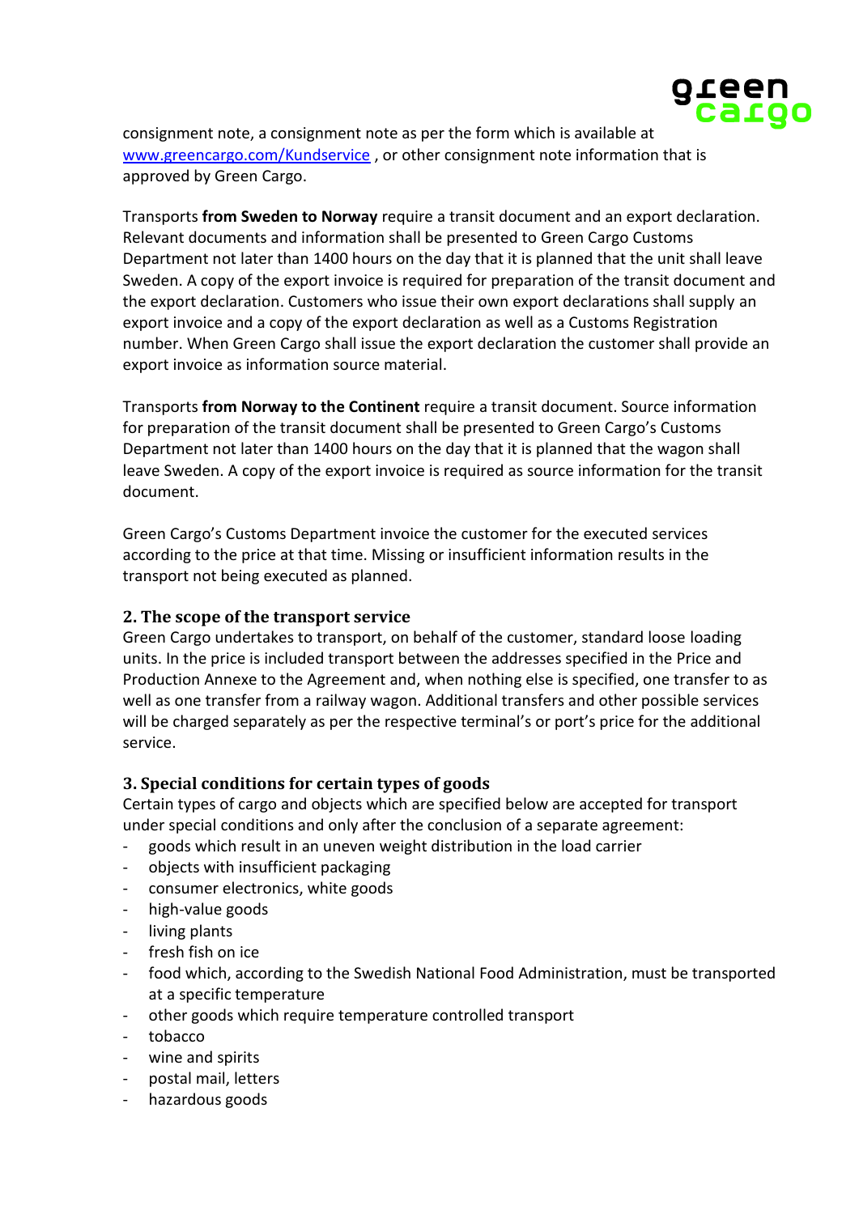consignment note, a consignment note as per the form which is available at [www.greencargo.com/Kundservice](http://www.greencargo.com/Kundservice) , or other consignment note information that is approved by Green Cargo.

Transports **from Sweden to Norway** require a transit document and an export declaration. Relevant documents and information shall be presented to Green Cargo Customs Department not later than 1400 hours on the day that it is planned that the unit shall leave Sweden. A copy of the export invoice is required for preparation of the transit document and the export declaration. Customers who issue their own export declarations shall supply an export invoice and a copy of the export declaration as well as a Customs Registration number. When Green Cargo shall issue the export declaration the customer shall provide an export invoice as information source material.

Transports **from Norway to the Continent** require a transit document. Source information for preparation of the transit document shall be presented to Green Cargo's Customs Department not later than 1400 hours on the day that it is planned that the wagon shall leave Sweden. A copy of the export invoice is required as source information for the transit document.

Green Cargo's Customs Department invoice the customer for the executed services according to the price at that time. Missing or insufficient information results in the transport not being executed as planned.

### 2. The scope of the transport service

Green Cargo undertakes to transport, on behalf of the customer, standard loose loading units. In the price is included transport between the addresses specified in the Price and Production Annexe to the Agreement and, when nothing else is specified, one transfer to as well as one transfer from a railway wagon. Additional transfers and other possible services will be charged separately as per the respective terminal's or port's price for the additional service.

### 3. Special conditions for certain types of goods

Certain types of cargo and objects which are specified below are accepted for transport under special conditions and only after the conclusion of a separate agreement:

- goods which result in an uneven weight distribution in the load carrier
- objects with insufficient packaging
- consumer electronics, white goods
- high-value goods
- living plants
- fresh fish on ice
- food which, according to the Swedish National Food Administration, must be transported at a specific temperature
- other goods which require temperature controlled transport
- tobacco
- wine and spirits
- postal mail, letters
- hazardous goods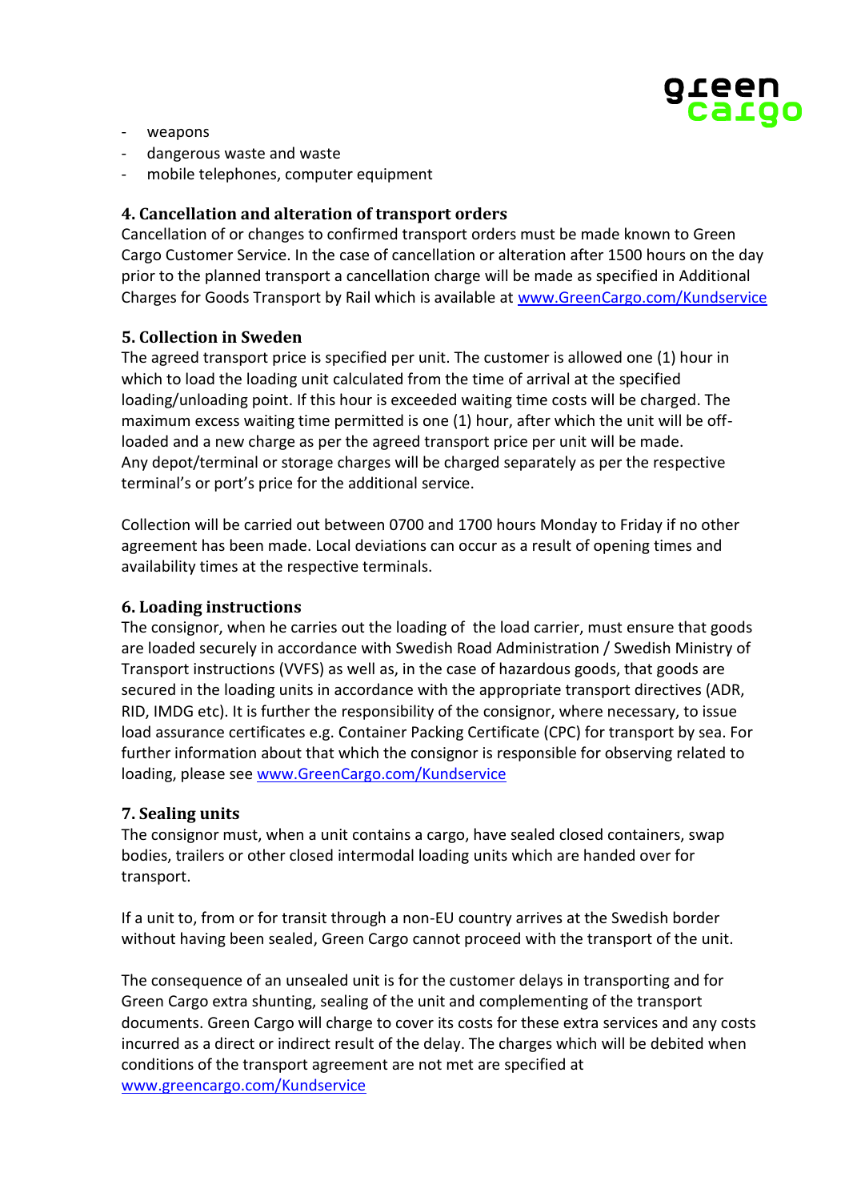- weapons
- dangerous waste and waste
- mobile telephones, computer equipment

## 4. Cancellation and alteration of transport orders

Cancellation of or changes to confirmed transport orders must be made known to Green Cargo Customer Service. In the case of cancellation or alteration after 1500 hours on the day prior to the planned transport a cancellation charge will be made as specified in Additional Charges for Goods Transport by Rail which is available at www.GreenCargo.com/Kundservice

## 5. Collection in Sweden

The agreed transport price is specified per unit. The customer is allowed one (1) hour in which to load the loading unit calculated from the time of arrival at the specified loading/unloading point. If this hour is exceeded waiting time costs will be charged. The maximum excess waiting time permitted is one (1) hour, after which the unit will be off-loaded and a new charge as per the agreed transport price per unit will be made.
Any depot/terminal or storage charges will be charged separately as per the respective terminal's or port's price for the additional service.

Collection will be carried out between 0700 and 1700 hours Monday to Friday if no other agreement has been made. Local deviations can occur as a result of opening times and availability times at the respective terminals.

## 6. Loading instructions

The consignor, when he carries out the loading of the load carrier, must ensure that goods are loaded securely in accordance with Swedish Road Administration / Swedish Ministry of Transport instructions (VVFS) as well as, in the case of hazardous goods, that goods are secured in the loading units in accordance with the appropriate transport directives (ADR, RID, IMDG etc). It is further the responsibility of the consignor, where necessary, to issue load assurance certificates e.g. Container Packing Certificate (CPC) for transport by sea. For further information about that which the consignor is responsible for observing related to loading, please see www.GreenCargo.com/Kundservice

## 7. Sealing units

The consignor must, when a unit contains a cargo, have sealed closed containers, swap bodies, trailers or other closed intermodal loading units which are handed over for transport.

If a unit to, from or for transit through a non-EU country arrives at the Swedish border without having been sealed, Green Cargo cannot proceed with the transport of the unit.

The consequence of an unsealed unit is for the customer delays in transporting and for Green Cargo extra shunting, sealing of the unit and complementing of the transport documents. Green Cargo will charge to cover its costs for these extra services and any costs incurred as a direct or indirect result of the delay. The charges which will be debited when conditions of the transport agreement are not met are specified at www.greencargo.com/Kundservice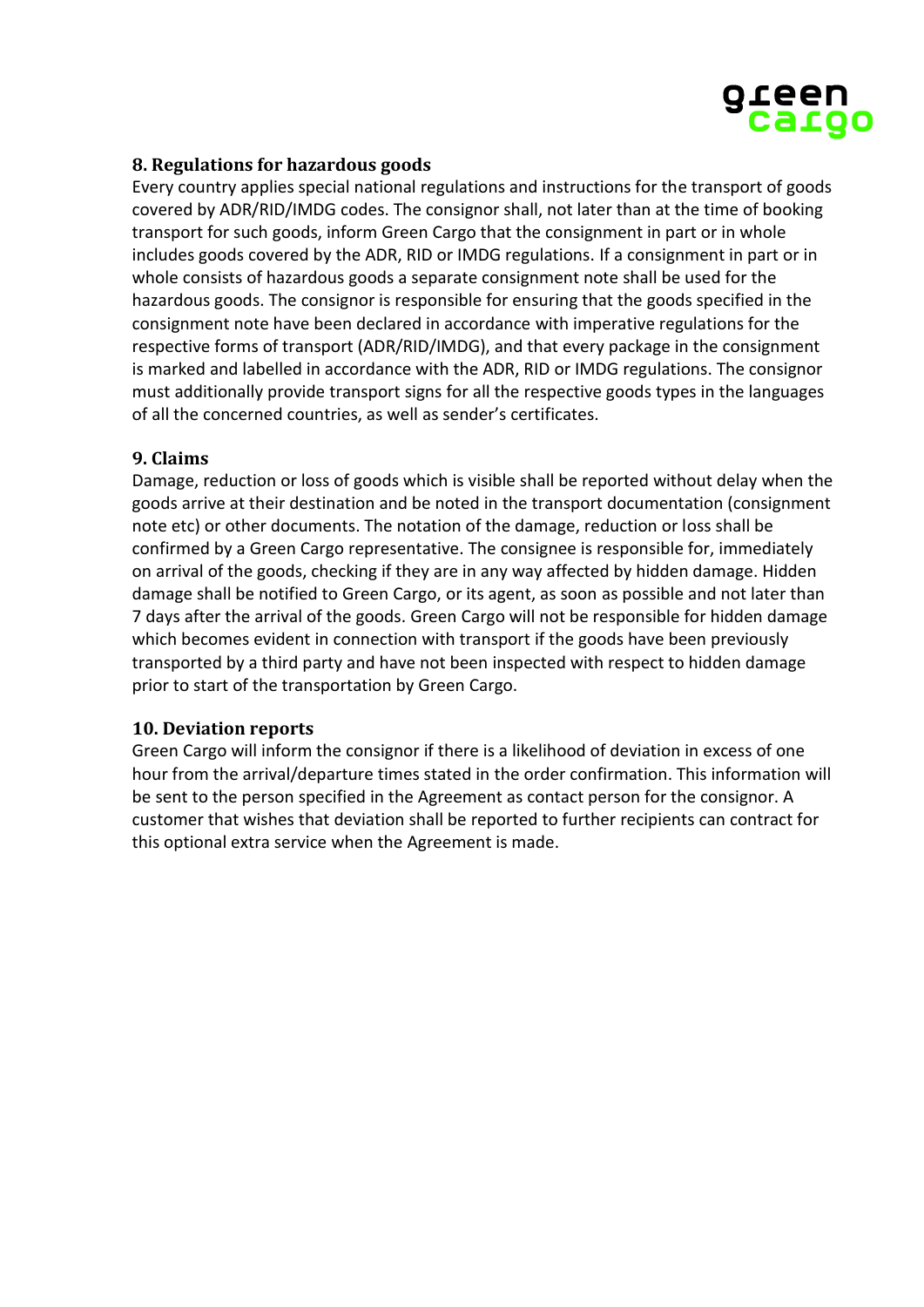## 8. Regulations for hazardous goods

Every country applies special national regulations and instructions for the transport of goods covered by ADR/RID/IMDG codes. The consignor shall, not later than at the time of booking transport for such goods, inform Green Cargo that the consignment in part or in whole includes goods covered by the ADR, RID or IMDG regulations. If a consignment in part or in whole consists of hazardous goods a separate consignment note shall be used for the hazardous goods. The consignor is responsible for ensuring that the goods specified in the consignment note have been declared in accordance with imperative regulations for the respective forms of transport (ADR/RID/IMDG), and that every package in the consignment is marked and labelled in accordance with the ADR, RID or IMDG regulations. The consignor must additionally provide transport signs for all the respective goods types in the languages of all the concerned countries, as well as sender's certificates.

## 9. Claims

Damage, reduction or loss of goods which is visible shall be reported without delay when the goods arrive at their destination and be noted in the transport documentation (consignment note etc) or other documents. The notation of the damage, reduction or loss shall be confirmed by a Green Cargo representative. The consignee is responsible for, immediately on arrival of the goods, checking if they are in any way affected by hidden damage. Hidden damage shall be notified to Green Cargo, or its agent, as soon as possible and not later than 7 days after the arrival of the goods. Green Cargo will not be responsible for hidden damage which becomes evident in connection with transport if the goods have been previously transported by a third party and have not been inspected with respect to hidden damage prior to start of the transportation by Green Cargo.

## 10. Deviation reports

Green Cargo will inform the consignor if there is a likelihood of deviation in excess of one hour from the arrival/departure times stated in the order confirmation. This information will be sent to the person specified in the Agreement as contact person for the consignor. A customer that wishes that deviation shall be reported to further recipients can contract for this optional extra service when the Agreement is made.